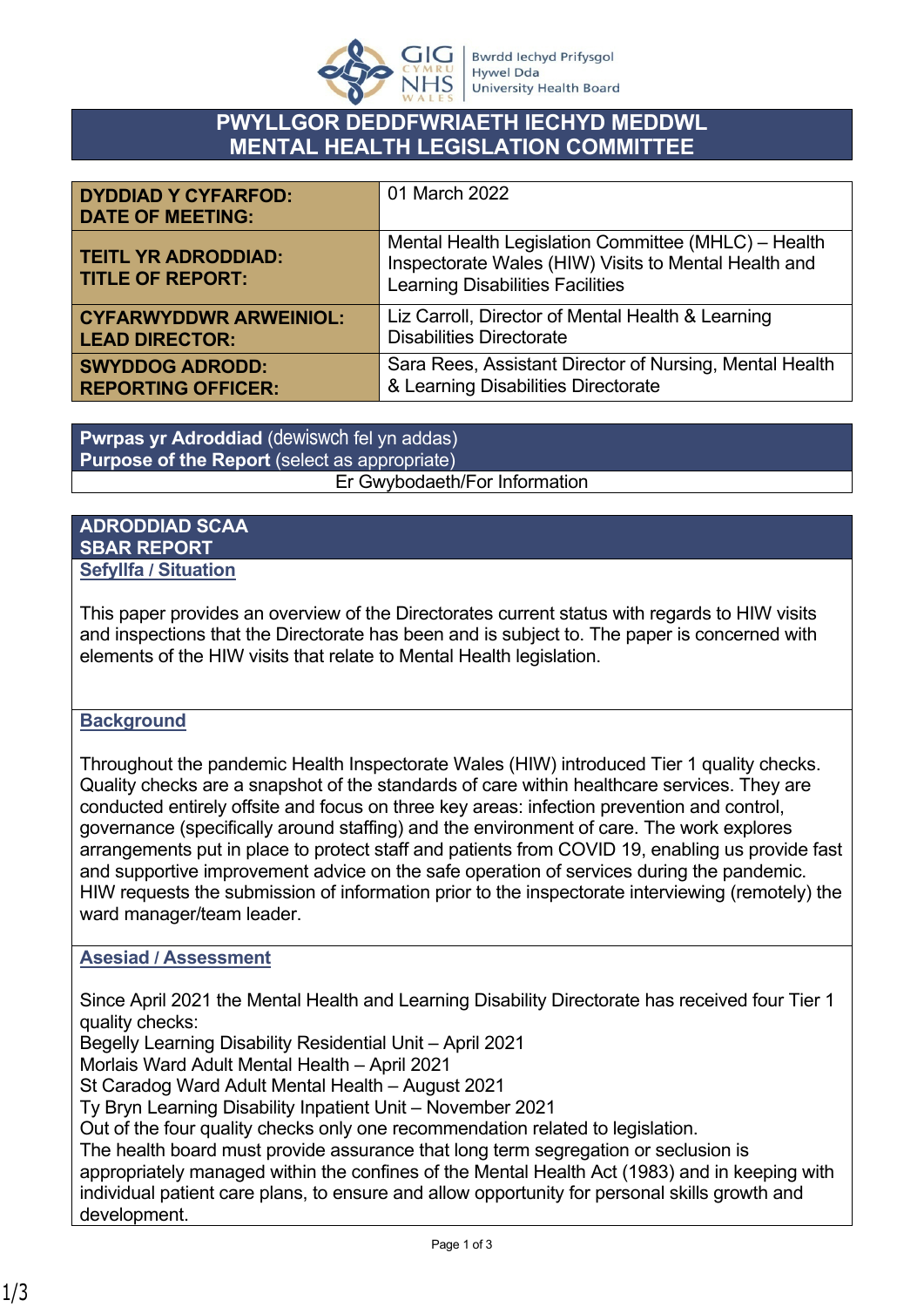# PWYLLGOR DEDDFWRIAETH IECHYD MEDDWL
# MENTAL HEALTH LEGISLATION COMMITTEE

| | |
|---|---|
| **DYDDIAD Y CYFARFOD: DATE OF MEETING:** | 01 March 2022 |
| **TEITL YR ADRODDIAD: TITLE OF REPORT:** | Mental Health Legislation Committee (MHLC) – Health Inspectorate Wales (HIW) Visits to Mental Health and Learning Disabilities Facilities |
| **CYFARWYDDWR ARWEINIOL: LEAD DIRECTOR:** | Liz Carroll, Director of Mental Health & Learning Disabilities Directorate |
| **SWYDDOG ADRODD: REPORTING OFFICER:** | Sara Rees, Assistant Director of Nursing, Mental Health & Learning Disabilities Directorate |

| **Pwrpas yr Adroddiad** (dewiswch fel yn addas) **Purpose of the Report** (select as appropriate) |
|---|
| Er Gwybodaeth/For Information |

## ADRODDIAD SCAA
## SBAR REPORT

### Sefyllfa / Situation

This paper provides an overview of the Directorates current status with regards to HIW visits and inspections that the Directorate has been and is subject to. The paper is concerned with elements of the HIW visits that relate to Mental Health legislation.

### Background

Throughout the pandemic Health Inspectorate Wales (HIW) introduced Tier 1 quality checks. Quality checks are a snapshot of the standards of care within healthcare services. They are conducted entirely offsite and focus on three key areas: infection prevention and control, governance (specifically around staffing) and the environment of care. The work explores arrangements put in place to protect staff and patients from COVID 19, enabling us provide fast and supportive improvement advice on the safe operation of services during the pandemic. HIW requests the submission of information prior to the inspectorate interviewing (remotely) the ward manager/team leader.

### Asesiad / Assessment

Since April 2021 the Mental Health and Learning Disability Directorate has received four Tier 1 quality checks:
Begelly Learning Disability Residential Unit – April 2021
Morlais Ward Adult Mental Health – April 2021
St Caradog Ward Adult Mental Health – August 2021
Ty Bryn Learning Disability Inpatient Unit – November 2021
Out of the four quality checks only one recommendation related to legislation.
The health board must provide assurance that long term segregation or seclusion is appropriately managed within the confines of the Mental Health Act (1983) and in keeping with individual patient care plans, to ensure and allow opportunity for personal skills growth and development.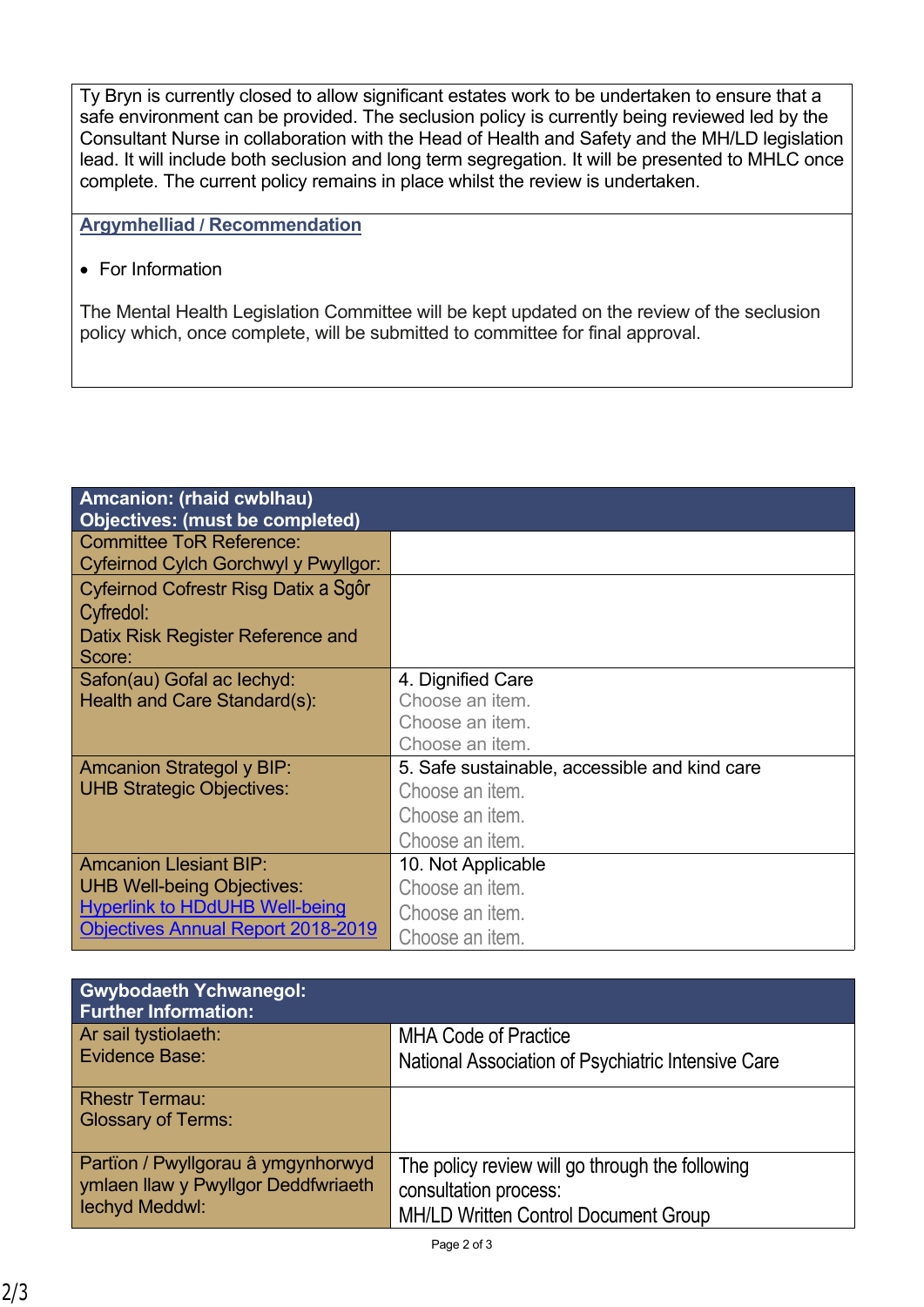Ty Bryn is currently closed to allow significant estates work to be undertaken to ensure that a safe environment can be provided. The seclusion policy is currently being reviewed led by the Consultant Nurse in collaboration with the Head of Health and Safety and the MH/LD legislation lead. It will include both seclusion and long term segregation. It will be presented to MHLC once complete. The current policy remains in place whilst the review is undertaken.

**Argymhelliad / Recommendation**

- For Information

The Mental Health Legislation Committee will be kept updated on the review of the seclusion policy which, once complete, will be submitted to committee for final approval.

| **Amcanion: (rhaid cwblhau)<br>Objectives: (must be completed)** | |
|---|---|
| Committee ToR Reference:<br>Cyfeirnod Cylch Gorchwyl y Pwyllgor: | |
| Cyfeirnod Cofrestr Risg Datix a Sgôr Cyfredol:<br>Datix Risk Register Reference and Score: | |
| Safon(au) Gofal ac Iechyd:<br>Health and Care Standard(s): | 4. Dignified Care<br>Choose an item.<br>Choose an item.<br>Choose an item. |
| Amcanion Strategol y BIP:<br>UHB Strategic Objectives: | 5. Safe sustainable, accessible and kind care<br>Choose an item.<br>Choose an item.<br>Choose an item. |
| Amcanion Llesiant BIP:<br>UHB Well-being Objectives:<br>Hyperlink to HDdUHB Well-being Objectives Annual Report 2018-2019 | 10. Not Applicable<br>Choose an item.<br>Choose an item.<br>Choose an item. |

| **Gwybodaeth Ychwanegol:<br>Further Information:** | |
|---|---|
| Ar sail tystiolaeth:<br>Evidence Base: | MHA Code of Practice<br>National Association of Psychiatric Intensive Care |
| Rhestr Termau:<br>Glossary of Terms: | |
| Partïon / Pwyllgorau â ymgynhorwyd ymlaen llaw y Pwyllgor Deddfwriaeth Iechyd Meddwl: | The policy review will go through the following consultation process:<br>MH/LD Written Control Document Group |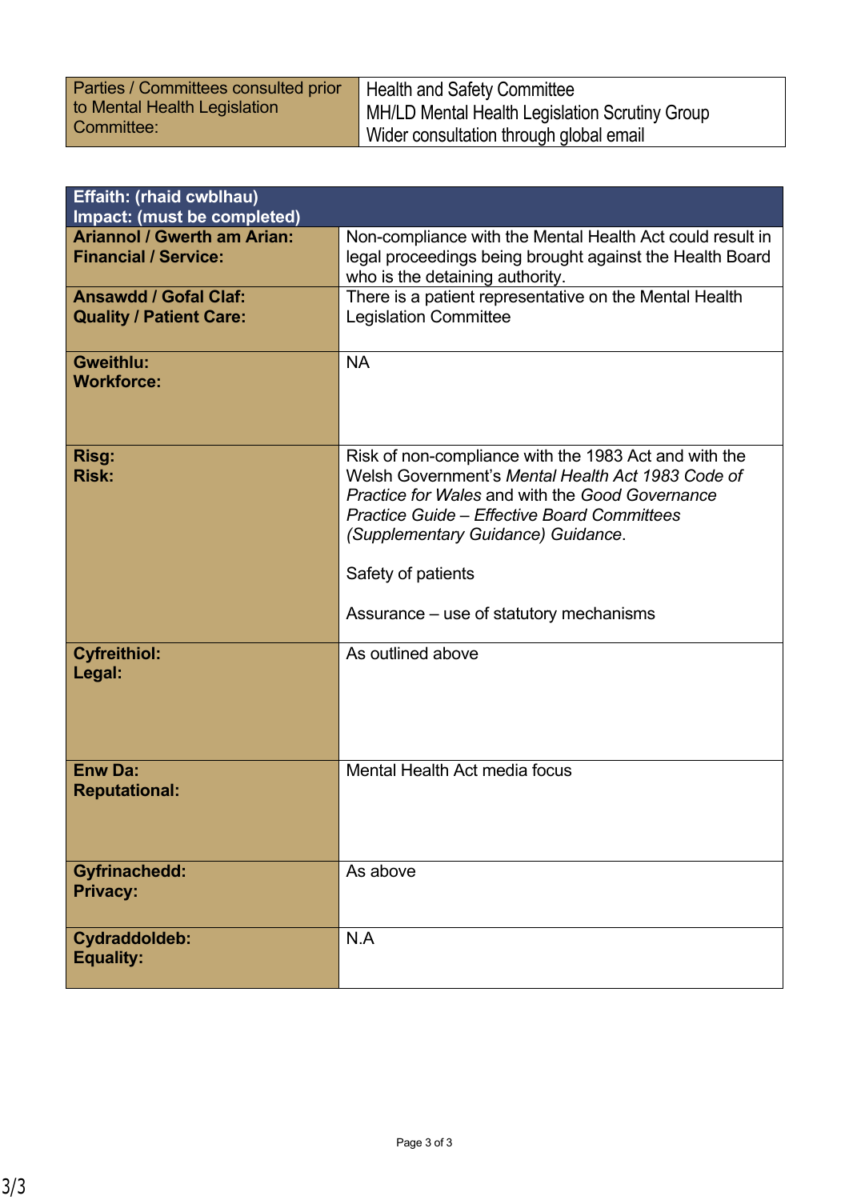| | |
|---|---|
| Parties / Committees consulted prior to Mental Health Legislation Committee: | Health and Safety Committee<br>MH/LD Mental Health Legislation Scrutiny Group<br>Wider consultation through global email |

| **Effaith: (rhaid cwblhau)<br>Impact: (must be completed)** | |
|---|---|
| **Ariannol / Gwerth am Arian:<br>Financial / Service:** | Non-compliance with the Mental Health Act could result in legal proceedings being brought against the Health Board who is the detaining authority. |
| **Ansawdd / Gofal Claf:<br>Quality / Patient Care:** | There is a patient representative on the Mental Health Legislation Committee |
| **Gweithlu:<br>Workforce:** | NA |
| **Risg:<br>Risk:** | Risk of non-compliance with the 1983 Act and with the Welsh Government's *Mental Health Act 1983 Code of Practice for Wales* and with the *Good Governance Practice Guide – Effective Board Committees (Supplementary Guidance) Guidance*.<br><br>Safety of patients<br><br>Assurance – use of statutory mechanisms |
| **Cyfreithiol:<br>Legal:** | As outlined above |
| **Enw Da:<br>Reputational:** | Mental Health Act media focus |
| **Gyfrinachedd:<br>Privacy:** | As above |
| **Cydraddoldeb:<br>Equality:** | N.A |